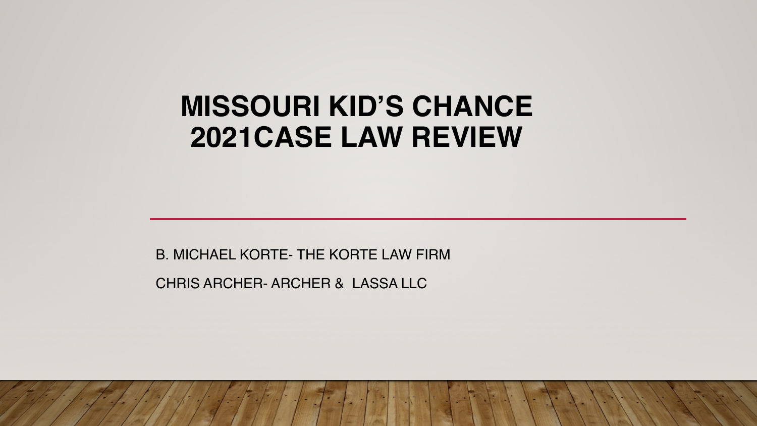# MISSOURI KID'S CHANCE 2021CASE LAW REVIEW

B. MICHAEL KORTE- THE KORTE LAW FIRM

CHRIS ARCHER- ARCHER & LASSA LLC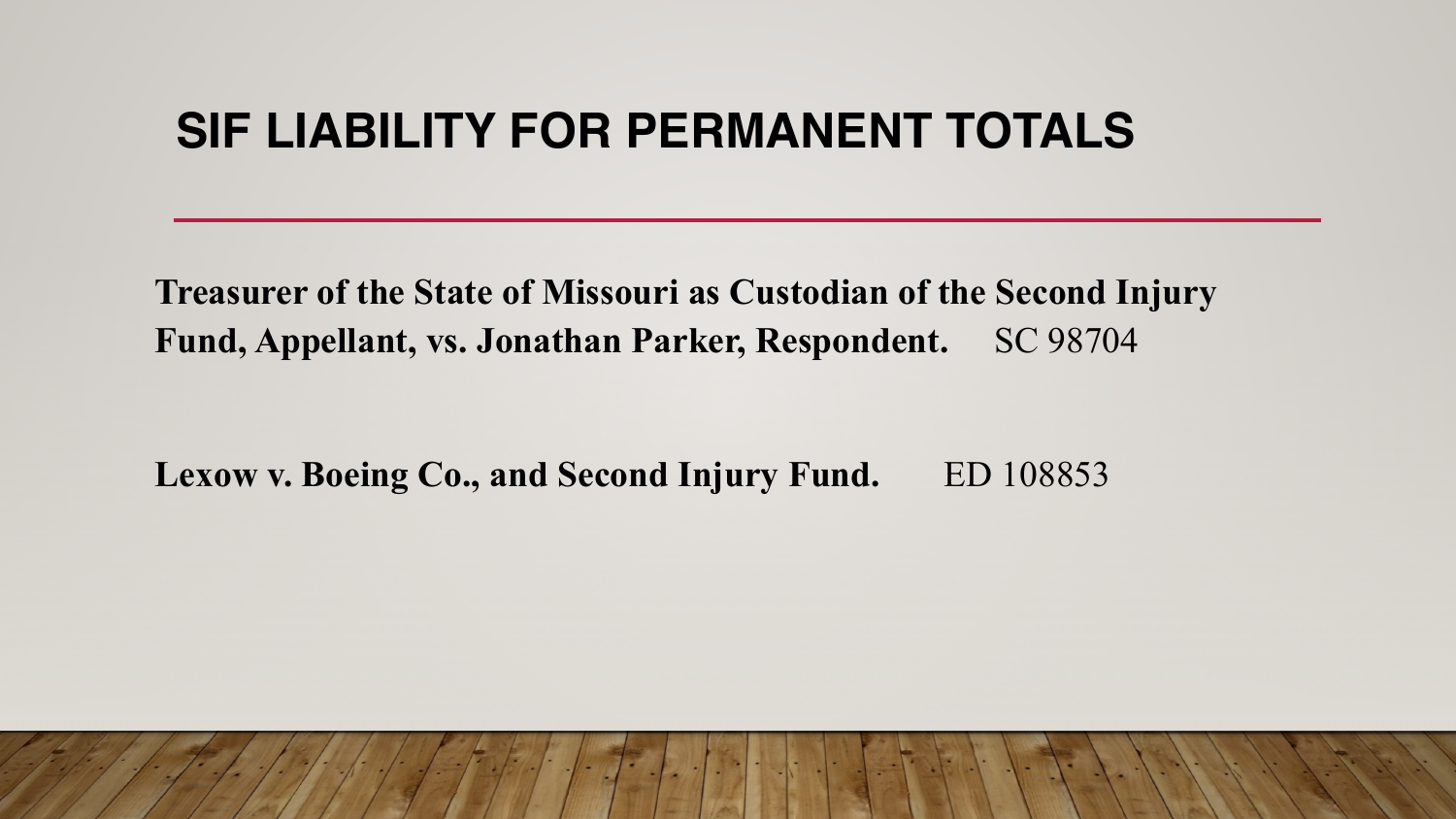# SIF LIABILITY FOR PERMANENT TOTALS

**Treasurer of the State of Missouri as Custodian of the Second Injury Fund, Appellant, vs. Jonathan Parker, Respondent.** SC 98704

**Lexow v. Boeing Co., and Second Injury Fund.** ED 108853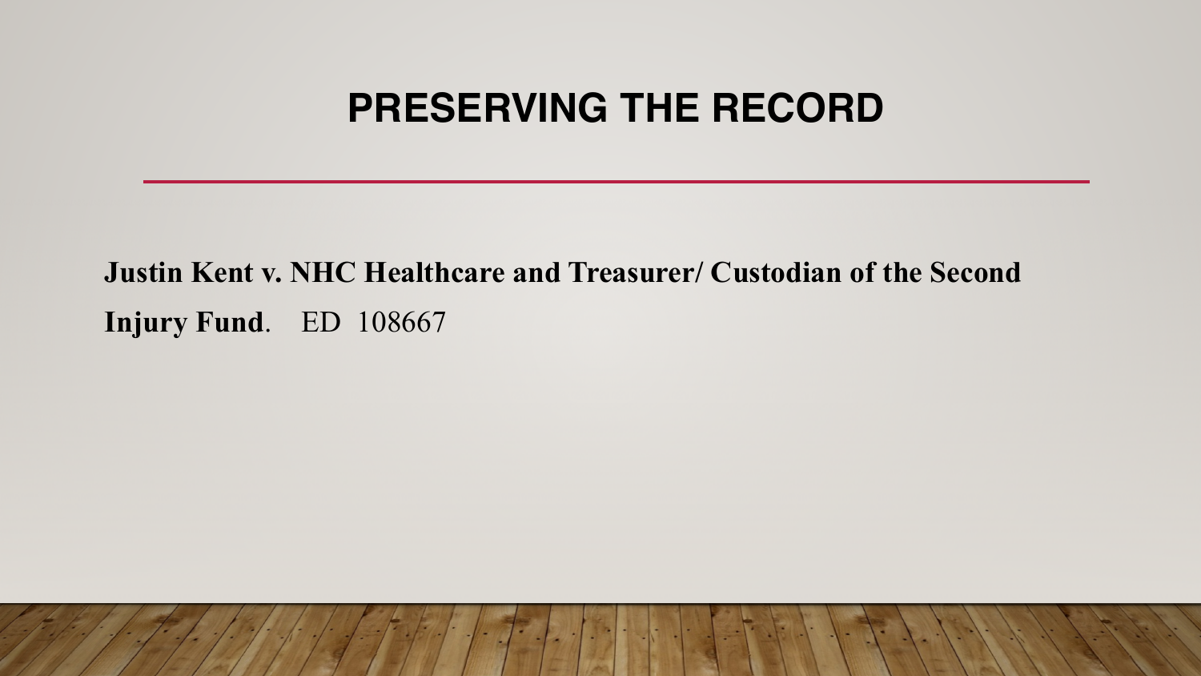# PRESERVING THE RECORD

**Justin Kent v. NHC Healthcare and Treasurer/ Custodian of the Second Injury Fund**. ED 108667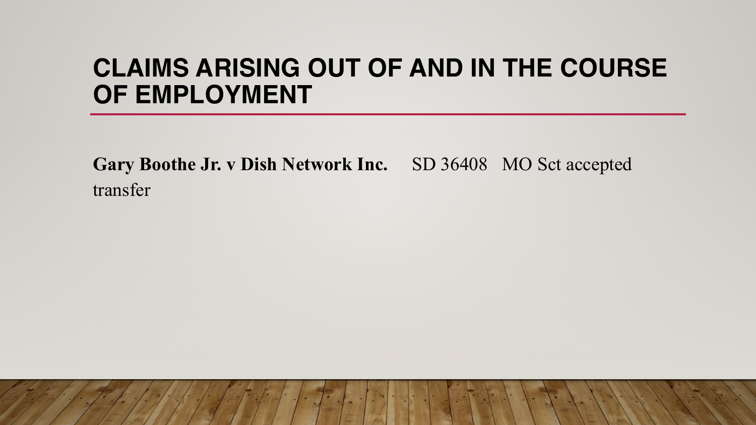# CLAIMS ARISING OUT OF AND IN THE COURSE OF EMPLOYMENT

**Gary Boothe Jr. v Dish Network Inc.** SD 36408 MO Sct accepted transfer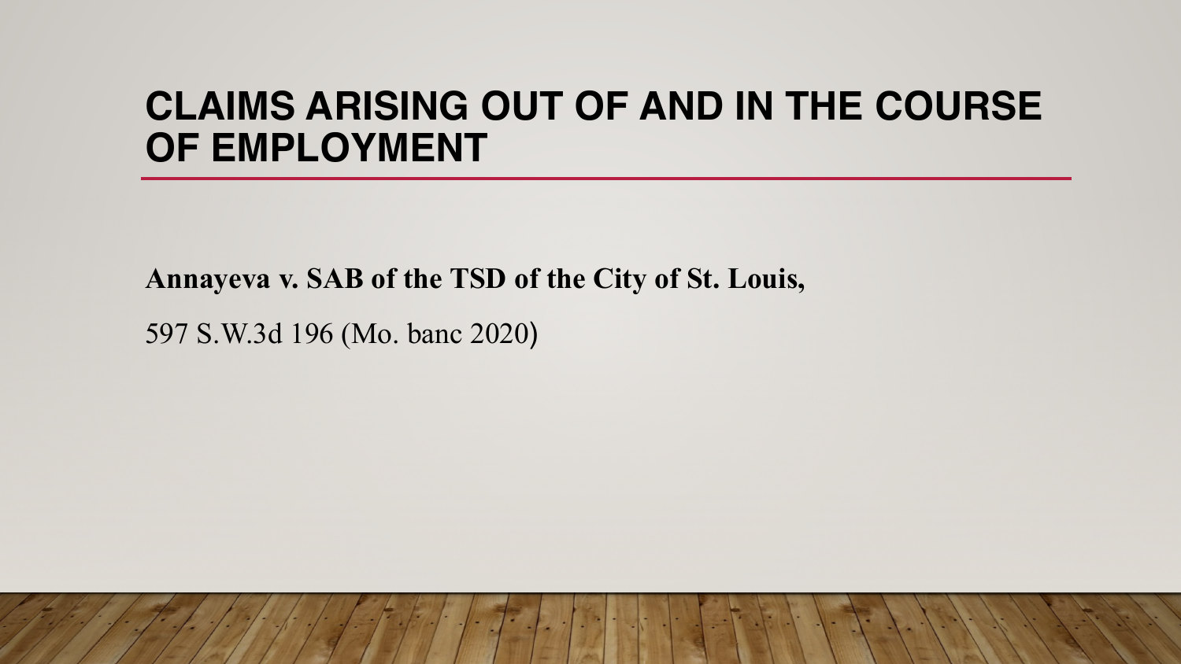# CLAIMS ARISING OUT OF AND IN THE COURSE OF EMPLOYMENT

**Annayeva v. SAB of the TSD of the City of St. Louis,**

597 S.W.3d 196 (Mo. banc 2020)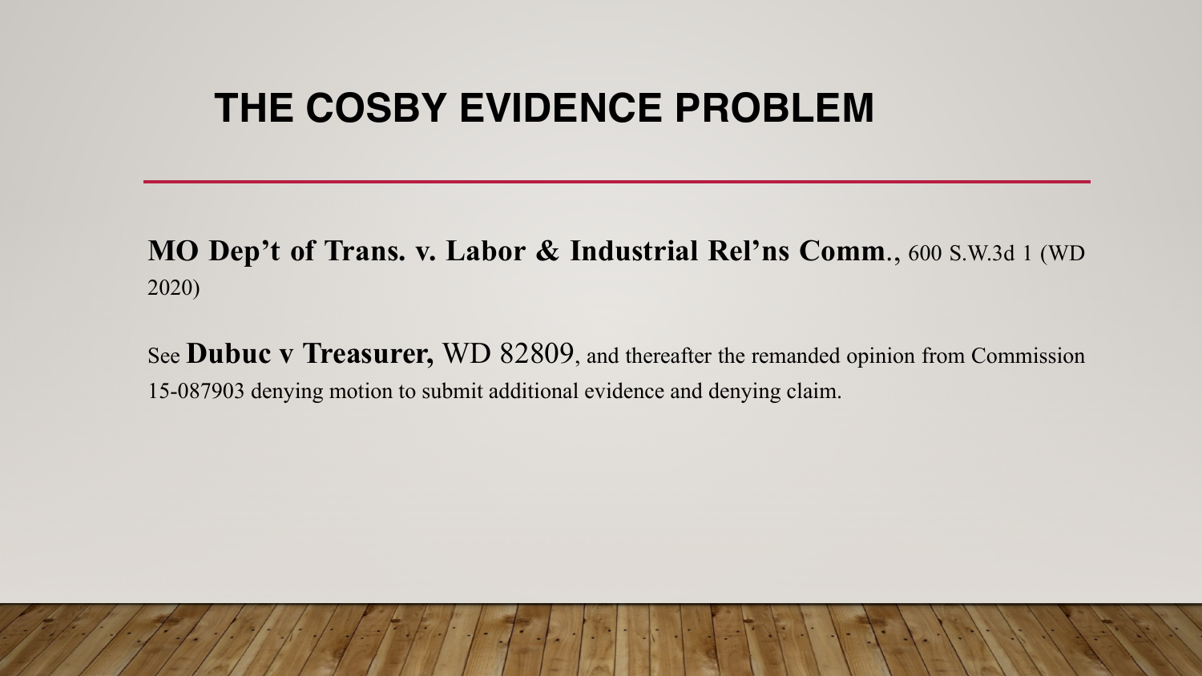# THE COSBY EVIDENCE PROBLEM

**MO Dep't of Trans. v. Labor & Industrial Rel'ns Comm.**, 600 S.W.3d 1 (WD 2020)

See **Dubuc v Treasurer,** WD 82809, and thereafter the remanded opinion from Commission 15-087903 denying motion to submit additional evidence and denying claim.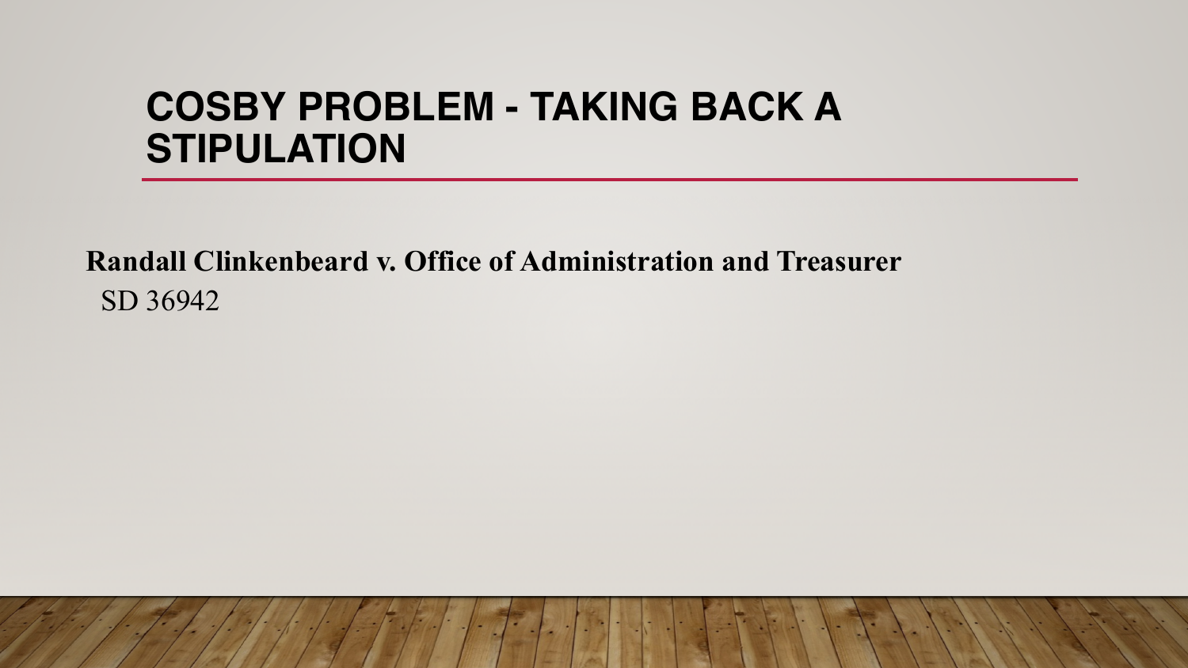# COSBY PROBLEM - TAKING BACK A STIPULATION

**Randall Clinkenbeard v. Office of Administration and Treasurer**

SD 36942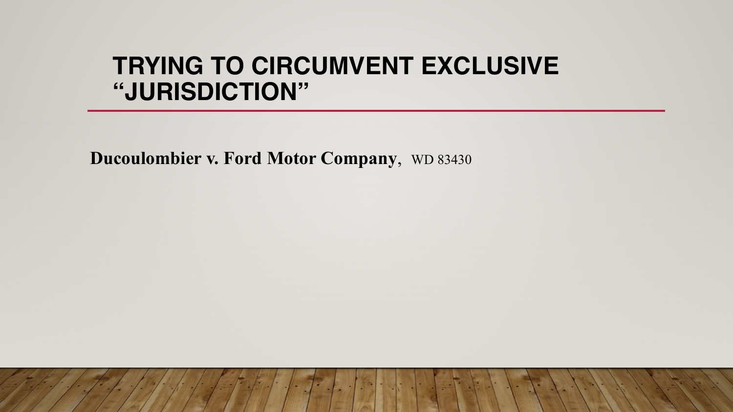# TRYING TO CIRCUMVENT EXCLUSIVE "JURISDICTION"

**Ducoulombier v. Ford Motor Company**, WD 83430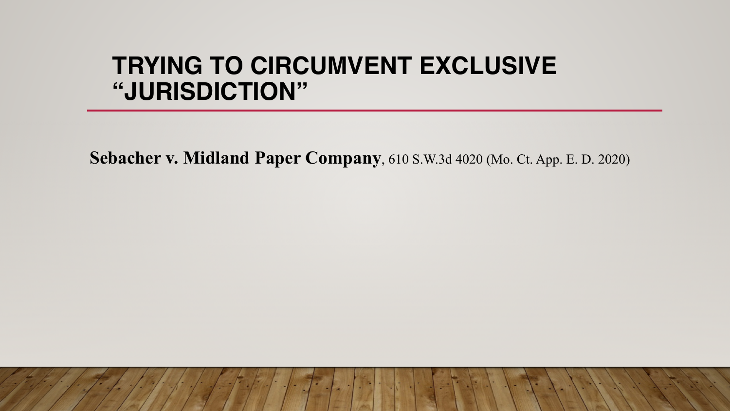# TRYING TO CIRCUMVENT EXCLUSIVE "JURISDICTION"

**Sebacher v. Midland Paper Company**, 610 S.W.3d 4020 (Mo. Ct. App. E. D. 2020)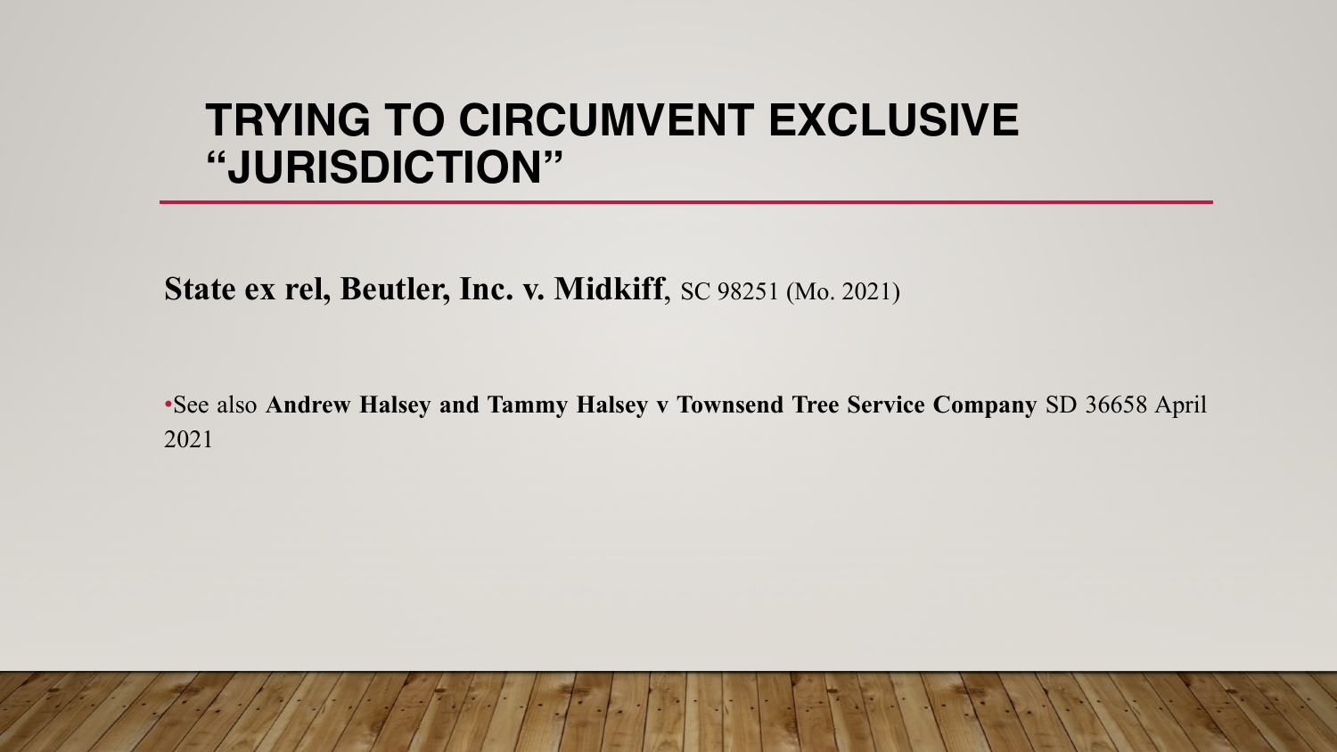# TRYING TO CIRCUMVENT EXCLUSIVE "JURISDICTION"

**State ex rel, Beutler, Inc. v. Midkiff**, SC 98251 (Mo. 2021)

- See also **Andrew Halsey and Tammy Halsey v Townsend Tree Service Company** SD 36658 April 2021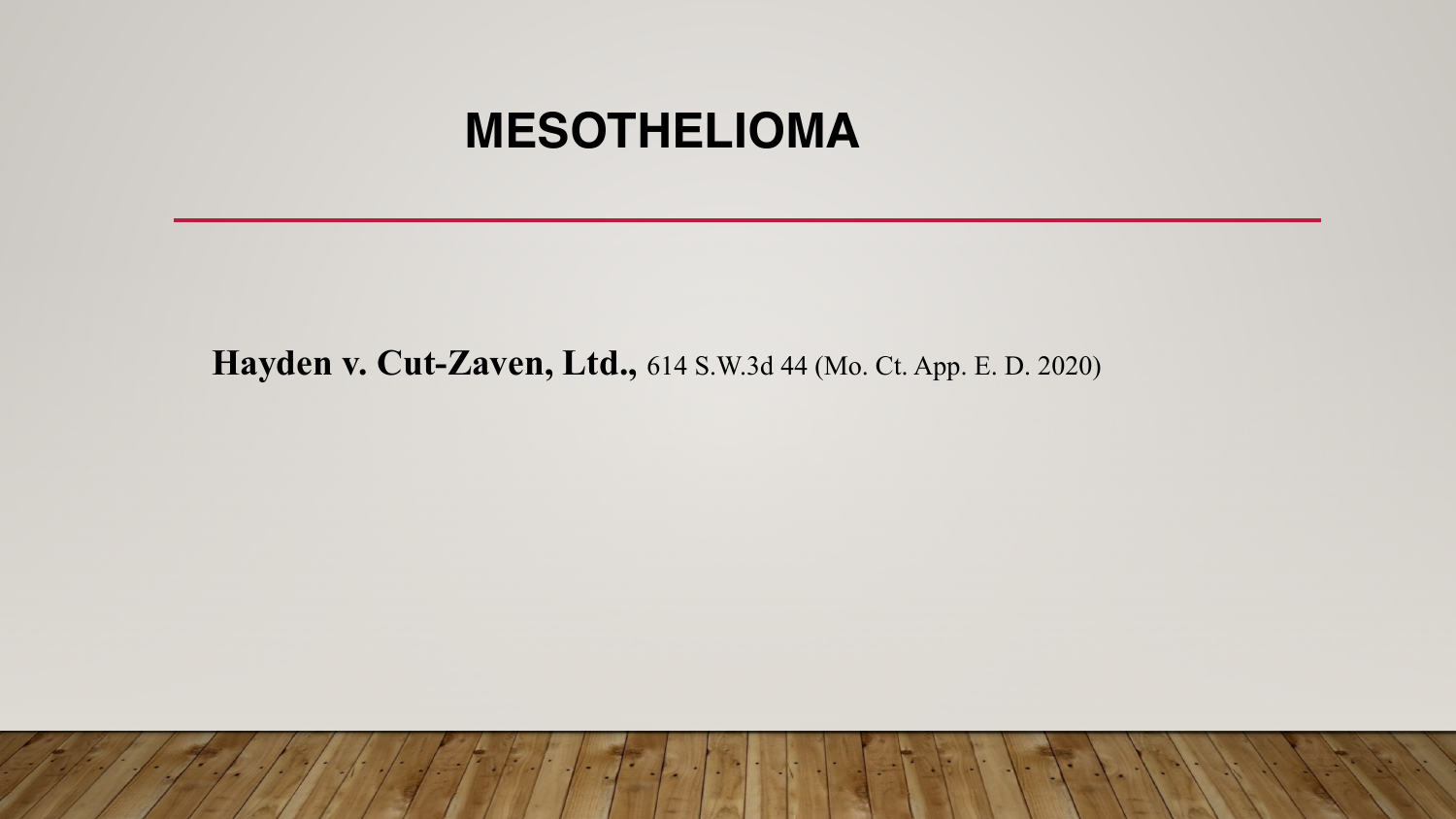# MESOTHELIOMA

**Hayden v. Cut-Zaven, Ltd.,** 614 S.W.3d 44 (Mo. Ct. App. E. D. 2020)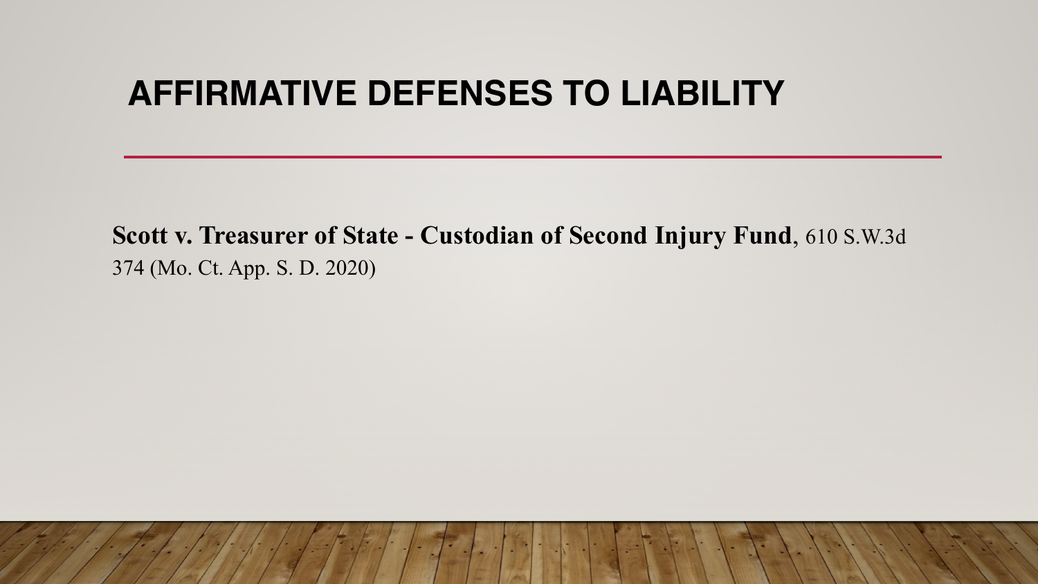# AFFIRMATIVE DEFENSES TO LIABILITY

**Scott v. Treasurer of State - Custodian of Second Injury Fund**, 610 S.W.3d 374 (Mo. Ct. App. S. D. 2020)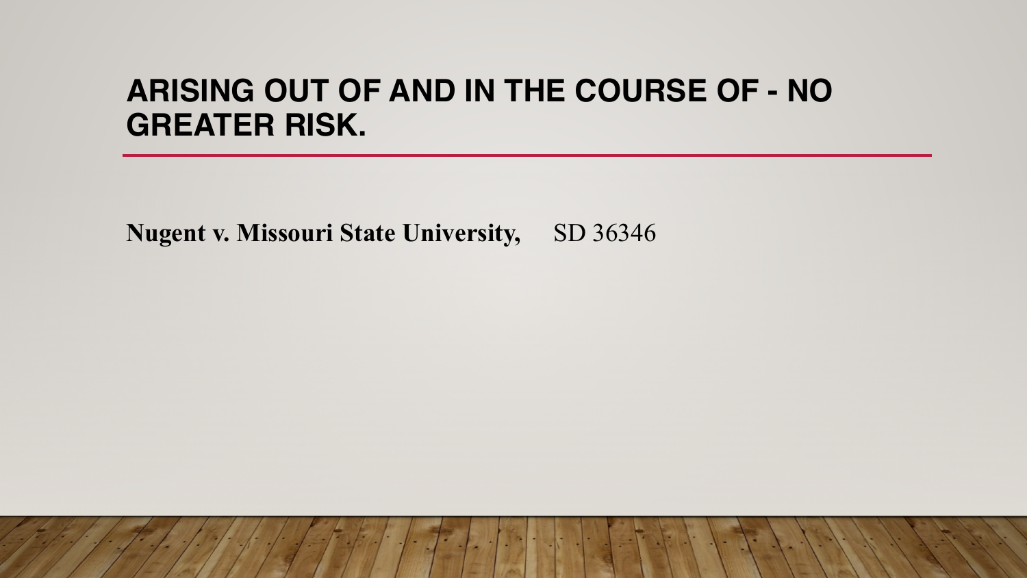# ARISING OUT OF AND IN THE COURSE OF - NO GREATER RISK.

**Nugent v. Missouri State University,** SD 36346